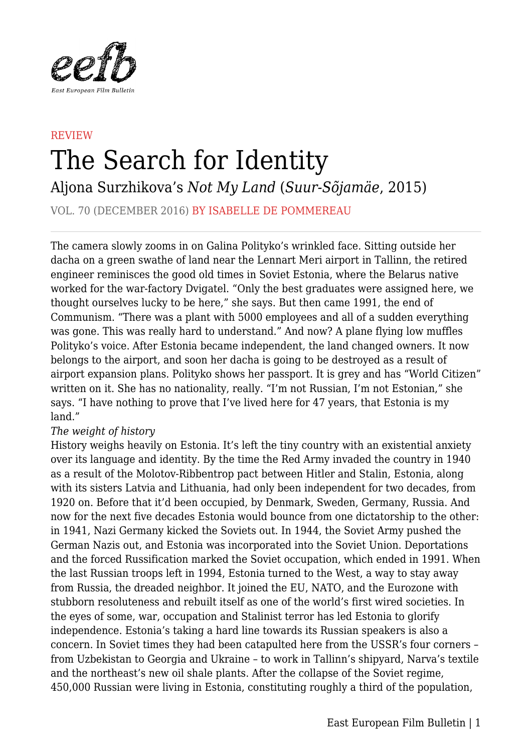REVIEW

# The Search for Identity

## Aljona Surzhikova's *Not My Land* (*Suur-Sõjamäe*, 2015)

VOL. 70 (DECEMBER 2016) BY ISABELLE DE POMMEREAU

The camera slowly zooms in on Galina Polityko's wrinkled face. Sitting outside her dacha on a green swathe of land near the Lennart Meri airport in Tallinn, the retired engineer reminisces the good old times in Soviet Estonia, where the Belarus native worked for the war-factory Dvigatel. "Only the best graduates were assigned here, we thought ourselves lucky to be here," she says. But then came 1991, the end of Communism. "There was a plant with 5000 employees and all of a sudden everything was gone. This was really hard to understand." And now? A plane flying low muffles Polityko's voice. After Estonia became independent, the land changed owners. It now belongs to the airport, and soon her dacha is going to be destroyed as a result of airport expansion plans. Polityko shows her passport. It is grey and has "World Citizen" written on it. She has no nationality, really. "I'm not Russian, I'm not Estonian," she says. "I have nothing to prove that I've lived here for 47 years, that Estonia is my land."

*The weight of history*

History weighs heavily on Estonia. It's left the tiny country with an existential anxiety over its language and identity. By the time the Red Army invaded the country in 1940 as a result of the Molotov-Ribbentrop pact between Hitler and Stalin, Estonia, along with its sisters Latvia and Lithuania, had only been independent for two decades, from 1920 on. Before that it'd been occupied, by Denmark, Sweden, Germany, Russia. And now for the next five decades Estonia would bounce from one dictatorship to the other: in 1941, Nazi Germany kicked the Soviets out. In 1944, the Soviet Army pushed the German Nazis out, and Estonia was incorporated into the Soviet Union. Deportations and the forced Russification marked the Soviet occupation, which ended in 1991. When the last Russian troops left in 1994, Estonia turned to the West, a way to stay away from Russia, the dreaded neighbor. It joined the EU, NATO, and the Eurozone with stubborn resoluteness and rebuilt itself as one of the world's first wired societies. In the eyes of some, war, occupation and Stalinist terror has led Estonia to glorify independence. Estonia's taking a hard line towards its Russian speakers is also a concern. In Soviet times they had been catapulted here from the USSR's four corners – from Uzbekistan to Georgia and Ukraine – to work in Tallinn's shipyard, Narva's textile and the northeast's new oil shale plants. After the collapse of the Soviet regime, 450,000 Russian were living in Estonia, constituting roughly a third of the population,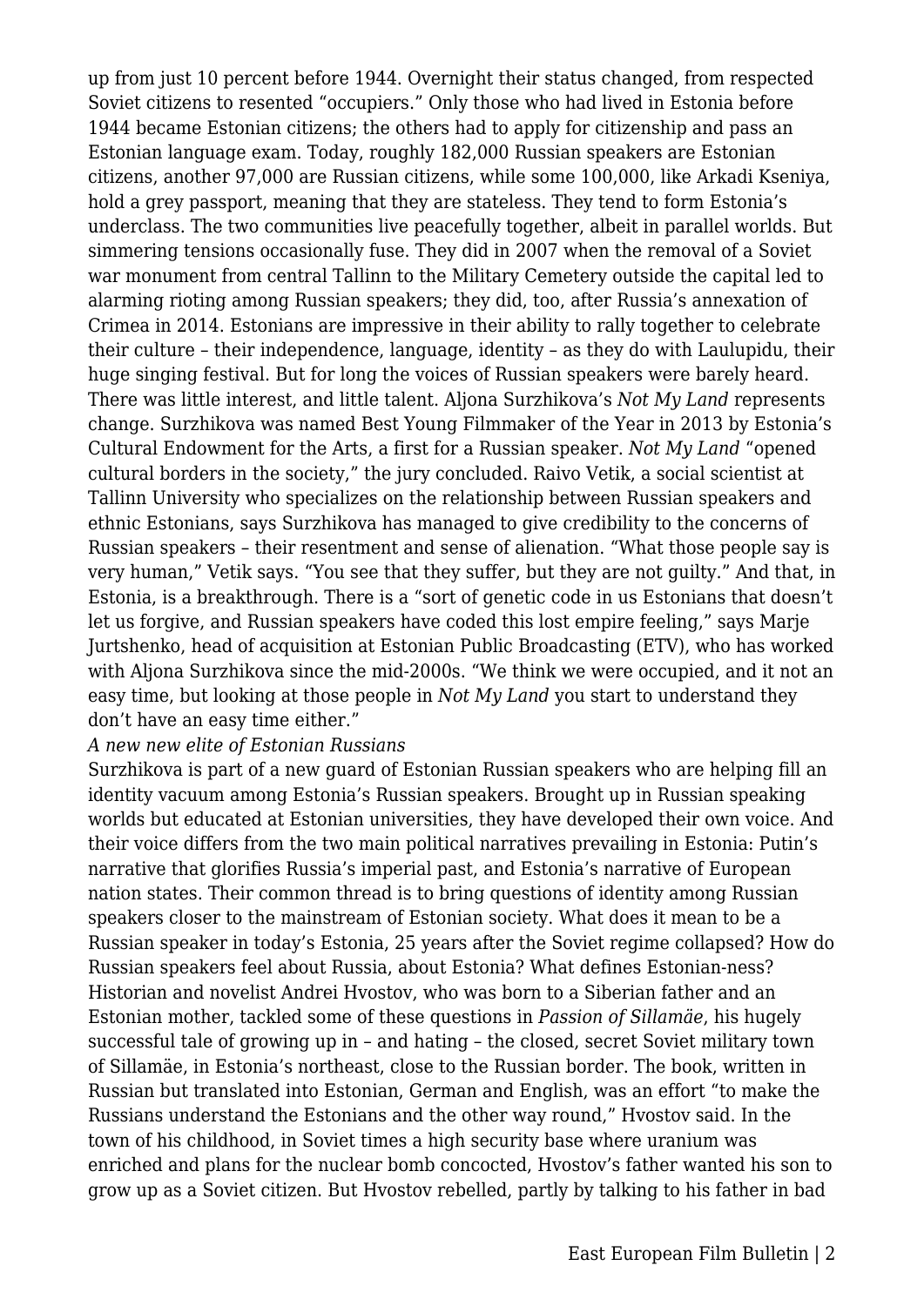up from just 10 percent before 1944. Overnight their status changed, from respected Soviet citizens to resented "occupiers." Only those who had lived in Estonia before 1944 became Estonian citizens; the others had to apply for citizenship and pass an Estonian language exam. Today, roughly 182,000 Russian speakers are Estonian citizens, another 97,000 are Russian citizens, while some 100,000, like Arkadi Kseniya, hold a grey passport, meaning that they are stateless. They tend to form Estonia's underclass. The two communities live peacefully together, albeit in parallel worlds. But simmering tensions occasionally fuse. They did in 2007 when the removal of a Soviet war monument from central Tallinn to the Military Cemetery outside the capital led to alarming rioting among Russian speakers; they did, too, after Russia's annexation of Crimea in 2014. Estonians are impressive in their ability to rally together to celebrate their culture – their independence, language, identity – as they do with Laulupidu, their huge singing festival. But for long the voices of Russian speakers were barely heard. There was little interest, and little talent. Aljona Surzhikova's *Not My Land* represents change. Surzhikova was named Best Young Filmmaker of the Year in 2013 by Estonia's Cultural Endowment for the Arts, a first for a Russian speaker. *Not My Land* "opened cultural borders in the society," the jury concluded. Raivo Vetik, a social scientist at Tallinn University who specializes on the relationship between Russian speakers and ethnic Estonians, says Surzhikova has managed to give credibility to the concerns of Russian speakers – their resentment and sense of alienation. "What those people say is very human," Vetik says. "You see that they suffer, but they are not guilty." And that, in Estonia, is a breakthrough. There is a "sort of genetic code in us Estonians that doesn't let us forgive, and Russian speakers have coded this lost empire feeling," says Marje Jurtshenko, head of acquisition at Estonian Public Broadcasting (ETV), who has worked with Aljona Surzhikova since the mid-2000s. "We think we were occupied, and it not an easy time, but looking at those people in *Not My Land* you start to understand they don't have an easy time either."

*A new new elite of Estonian Russians*

Surzhikova is part of a new guard of Estonian Russian speakers who are helping fill an identity vacuum among Estonia's Russian speakers. Brought up in Russian speaking worlds but educated at Estonian universities, they have developed their own voice. And their voice differs from the two main political narratives prevailing in Estonia: Putin's narrative that glorifies Russia's imperial past, and Estonia's narrative of European nation states. Their common thread is to bring questions of identity among Russian speakers closer to the mainstream of Estonian society. What does it mean to be a Russian speaker in today's Estonia, 25 years after the Soviet regime collapsed? How do Russian speakers feel about Russia, about Estonia? What defines Estonian-ness? Historian and novelist Andrei Hvostov, who was born to a Siberian father and an Estonian mother, tackled some of these questions in *Passion of Sillamäe*, his hugely successful tale of growing up in – and hating – the closed, secret Soviet military town of Sillamäe, in Estonia's northeast, close to the Russian border. The book, written in Russian but translated into Estonian, German and English, was an effort "to make the Russians understand the Estonians and the other way round," Hvostov said. In the town of his childhood, in Soviet times a high security base where uranium was enriched and plans for the nuclear bomb concocted, Hvostov's father wanted his son to grow up as a Soviet citizen. But Hvostov rebelled, partly by talking to his father in bad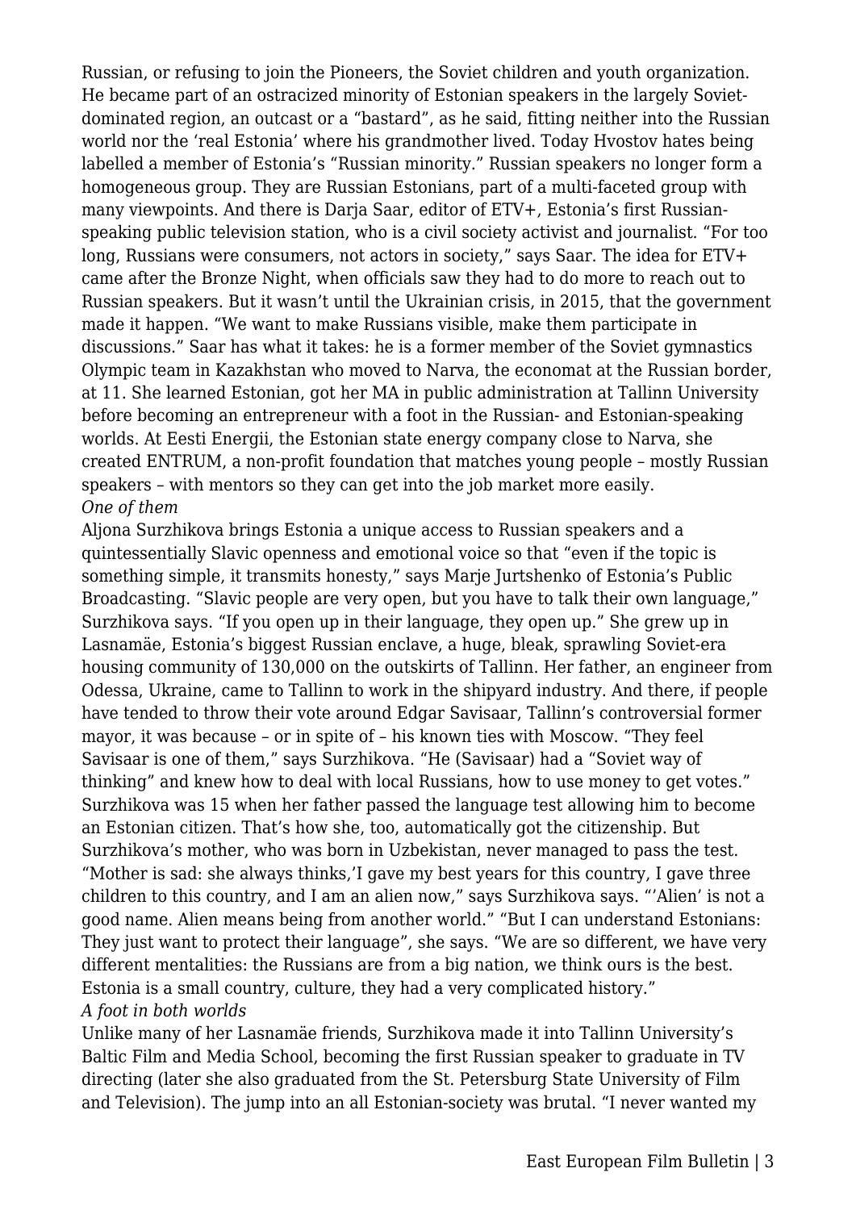Russian, or refusing to join the Pioneers, the Soviet children and youth organization. He became part of an ostracized minority of Estonian speakers in the largely Soviet-dominated region, an outcast or a "bastard", as he said, fitting neither into the Russian world nor the 'real Estonia' where his grandmother lived. Today Hvostov hates being labelled a member of Estonia's "Russian minority." Russian speakers no longer form a homogeneous group. They are Russian Estonians, part of a multi-faceted group with many viewpoints. And there is Darja Saar, editor of ETV+, Estonia's first Russian-speaking public television station, who is a civil society activist and journalist. "For too long, Russians were consumers, not actors in society," says Saar. The idea for ETV+ came after the Bronze Night, when officials saw they had to do more to reach out to Russian speakers. But it wasn't until the Ukrainian crisis, in 2015, that the government made it happen. "We want to make Russians visible, make them participate in discussions." Saar has what it takes: he is a former member of the Soviet gymnastics Olympic team in Kazakhstan who moved to Narva, the economat at the Russian border, at 11. She learned Estonian, got her MA in public administration at Tallinn University before becoming an entrepreneur with a foot in the Russian- and Estonian-speaking worlds. At Eesti Energii, the Estonian state energy company close to Narva, she created ENTRUM, a non-profit foundation that matches young people – mostly Russian speakers – with mentors so they can get into the job market more easily.

*One of them*

Aljona Surzhikova brings Estonia a unique access to Russian speakers and a quintessentially Slavic openness and emotional voice so that "even if the topic is something simple, it transmits honesty," says Marje Jurtshenko of Estonia's Public Broadcasting. "Slavic people are very open, but you have to talk their own language," Surzhikova says. "If you open up in their language, they open up." She grew up in Lasnamäe, Estonia's biggest Russian enclave, a huge, bleak, sprawling Soviet-era housing community of 130,000 on the outskirts of Tallinn. Her father, an engineer from Odessa, Ukraine, came to Tallinn to work in the shipyard industry. And there, if people have tended to throw their vote around Edgar Savisaar, Tallinn's controversial former mayor, it was because – or in spite of – his known ties with Moscow. "They feel Savisaar is one of them," says Surzhikova. "He (Savisaar) had a "Soviet way of thinking" and knew how to deal with local Russians, how to use money to get votes." Surzhikova was 15 when her father passed the language test allowing him to become an Estonian citizen. That's how she, too, automatically got the citizenship. But Surzhikova's mother, who was born in Uzbekistan, never managed to pass the test. "Mother is sad: she always thinks,'I gave my best years for this country, I gave three children to this country, and I am an alien now," says Surzhikova says. "'Alien' is not a good name. Alien means being from another world." "But I can understand Estonians: They just want to protect their language", she says. "We are so different, we have very different mentalities: the Russians are from a big nation, we think ours is the best. Estonia is a small country, culture, they had a very complicated history."

*A foot in both worlds*

Unlike many of her Lasnamäe friends, Surzhikova made it into Tallinn University's Baltic Film and Media School, becoming the first Russian speaker to graduate in TV directing (later she also graduated from the St. Petersburg State University of Film and Television). The jump into an all Estonian-society was brutal. "I never wanted my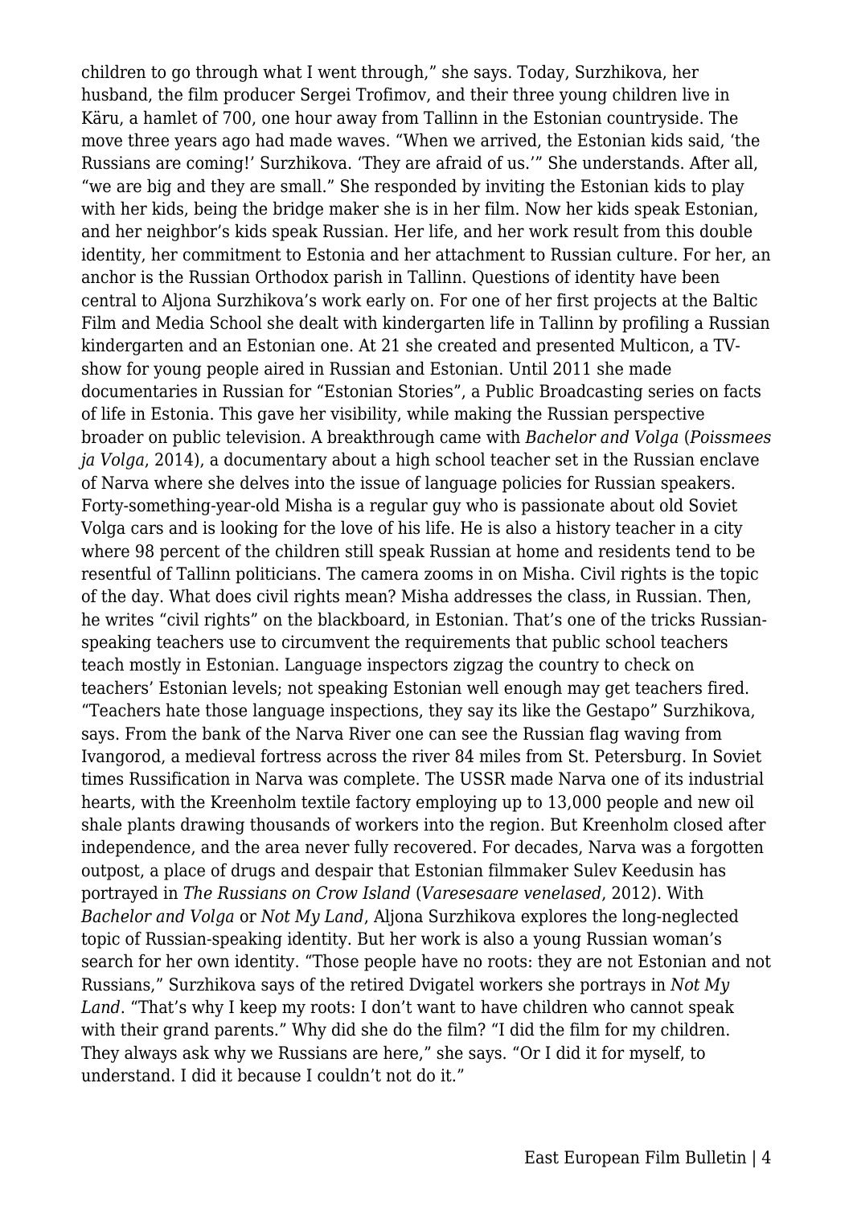children to go through what I went through," she says. Today, Surzhikova, her husband, the film producer Sergei Trofimov, and their three young children live in Käru, a hamlet of 700, one hour away from Tallinn in the Estonian countryside. The move three years ago had made waves. "When we arrived, the Estonian kids said, 'the Russians are coming!' Surzhikova. 'They are afraid of us.'" She understands. After all, "we are big and they are small." She responded by inviting the Estonian kids to play with her kids, being the bridge maker she is in her film. Now her kids speak Estonian, and her neighbor's kids speak Russian. Her life, and her work result from this double identity, her commitment to Estonia and her attachment to Russian culture. For her, an anchor is the Russian Orthodox parish in Tallinn. Questions of identity have been central to Aljona Surzhikova's work early on. For one of her first projects at the Baltic Film and Media School she dealt with kindergarten life in Tallinn by profiling a Russian kindergarten and an Estonian one. At 21 she created and presented Multicon, a TV-show for young people aired in Russian and Estonian. Until 2011 she made documentaries in Russian for "Estonian Stories", a Public Broadcasting series on facts of life in Estonia. This gave her visibility, while making the Russian perspective broader on public television. A breakthrough came with *Bachelor and Volga* (*Poissmees ja Volga*, 2014), a documentary about a high school teacher set in the Russian enclave of Narva where she delves into the issue of language policies for Russian speakers. Forty-something-year-old Misha is a regular guy who is passionate about old Soviet Volga cars and is looking for the love of his life. He is also a history teacher in a city where 98 percent of the children still speak Russian at home and residents tend to be resentful of Tallinn politicians. The camera zooms in on Misha. Civil rights is the topic of the day. What does civil rights mean? Misha addresses the class, in Russian. Then, he writes "civil rights" on the blackboard, in Estonian. That's one of the tricks Russian-speaking teachers use to circumvent the requirements that public school teachers teach mostly in Estonian. Language inspectors zigzag the country to check on teachers' Estonian levels; not speaking Estonian well enough may get teachers fired. "Teachers hate those language inspections, they say its like the Gestapo" Surzhikova, says. From the bank of the Narva River one can see the Russian flag waving from Ivangorod, a medieval fortress across the river 84 miles from St. Petersburg. In Soviet times Russification in Narva was complete. The USSR made Narva one of its industrial hearts, with the Kreenholm textile factory employing up to 13,000 people and new oil shale plants drawing thousands of workers into the region. But Kreenholm closed after independence, and the area never fully recovered. For decades, Narva was a forgotten outpost, a place of drugs and despair that Estonian filmmaker Sulev Keedusin has portrayed in *The Russians on Crow Island* (*Varesesaare venelased*, 2012). With *Bachelor and Volga* or *Not My Land*, Aljona Surzhikova explores the long-neglected topic of Russian-speaking identity. But her work is also a young Russian woman's search for her own identity. "Those people have no roots: they are not Estonian and not Russians," Surzhikova says of the retired Dvigatel workers she portrays in *Not My Land*. "That's why I keep my roots: I don't want to have children who cannot speak with their grand parents." Why did she do the film? "I did the film for my children. They always ask why we Russians are here," she says. "Or I did it for myself, to understand. I did it because I couldn't not do it."